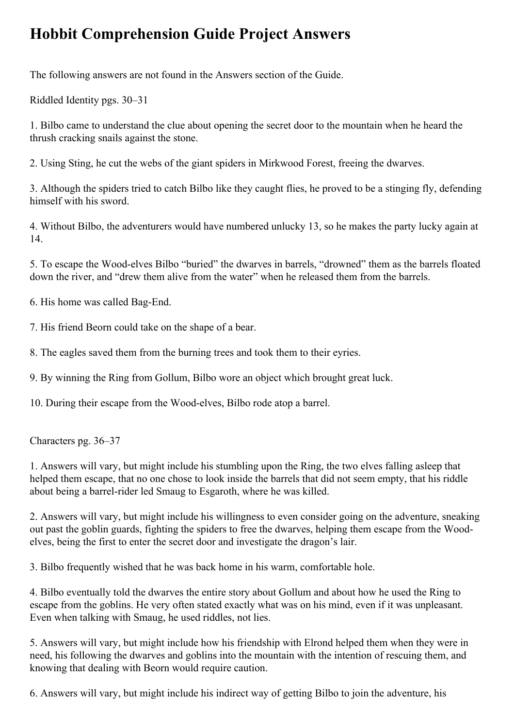# Hobbit Comprehension Guide Project Answers

The following answers are not found in the Answers section of the Guide.

Riddled Identity pgs. 30–31

1. Bilbo came to understand the clue about opening the secret door to the mountain when he heard the thrush cracking snails against the stone.

2. Using Sting, he cut the webs of the giant spiders in Mirkwood Forest, freeing the dwarves.

3. Although the spiders tried to catch Bilbo like they caught flies, he proved to be a stinging fly, defending himself with his sword.

4. Without Bilbo, the adventurers would have numbered unlucky 13, so he makes the party lucky again at 14.

5. To escape the Wood-elves Bilbo "buried" the dwarves in barrels, "drowned" them as the barrels floated down the river, and "drew them alive from the water" when he released them from the barrels.

6. His home was called Bag-End.

7. His friend Beorn could take on the shape of a bear.

8. The eagles saved them from the burning trees and took them to their eyries.

9. By winning the Ring from Gollum, Bilbo wore an object which brought great luck.

10. During their escape from the Wood-elves, Bilbo rode atop a barrel.

Characters pg. 36–37

1. Answers will vary, but might include his stumbling upon the Ring, the two elves falling asleep that helped them escape, that no one chose to look inside the barrels that did not seem empty, that his riddle about being a barrel-rider led Smaug to Esgaroth, where he was killed.

2. Answers will vary, but might include his willingness to even consider going on the adventure, sneaking out past the goblin guards, fighting the spiders to free the dwarves, helping them escape from the Wood-elves, being the first to enter the secret door and investigate the dragon's lair.

3. Bilbo frequently wished that he was back home in his warm, comfortable hole.

4. Bilbo eventually told the dwarves the entire story about Gollum and about how he used the Ring to escape from the goblins. He very often stated exactly what was on his mind, even if it was unpleasant. Even when talking with Smaug, he used riddles, not lies.

5. Answers will vary, but might include how his friendship with Elrond helped them when they were in need, his following the dwarves and goblins into the mountain with the intention of rescuing them, and knowing that dealing with Beorn would require caution.

6. Answers will vary, but might include his indirect way of getting Bilbo to join the adventure, his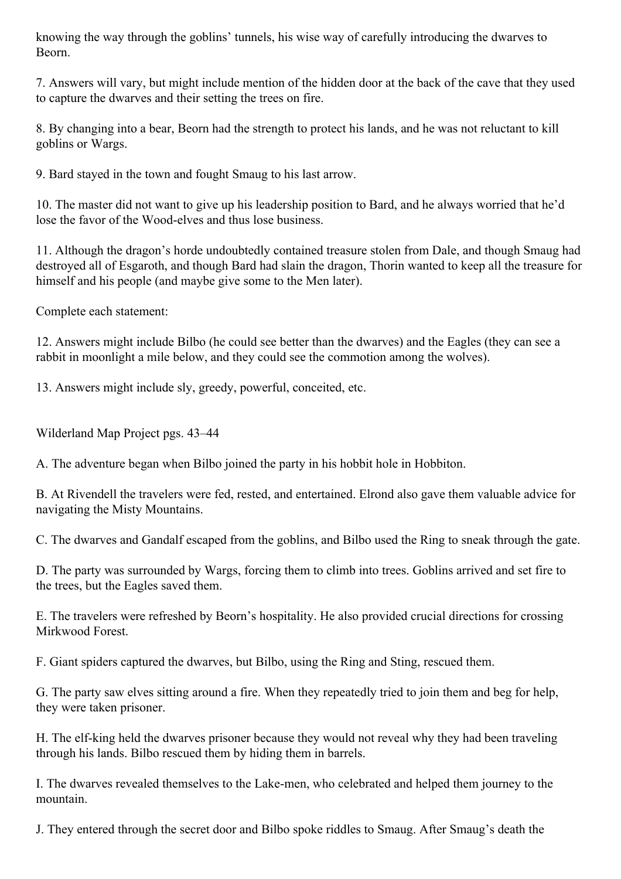knowing the way through the goblins' tunnels, his wise way of carefully introducing the dwarves to Beorn.

7. Answers will vary, but might include mention of the hidden door at the back of the cave that they used to capture the dwarves and their setting the trees on fire.

8. By changing into a bear, Beorn had the strength to protect his lands, and he was not reluctant to kill goblins or Wargs.

9. Bard stayed in the town and fought Smaug to his last arrow.

10. The master did not want to give up his leadership position to Bard, and he always worried that he'd lose the favor of the Wood-elves and thus lose business.

11. Although the dragon's horde undoubtedly contained treasure stolen from Dale, and though Smaug had destroyed all of Esgaroth, and though Bard had slain the dragon, Thorin wanted to keep all the treasure for himself and his people (and maybe give some to the Men later).

Complete each statement:

12. Answers might include Bilbo (he could see better than the dwarves) and the Eagles (they can see a rabbit in moonlight a mile below, and they could see the commotion among the wolves).

13. Answers might include sly, greedy, powerful, conceited, etc.

Wilderland Map Project pgs. 43–44

A. The adventure began when Bilbo joined the party in his hobbit hole in Hobbiton.

B. At Rivendell the travelers were fed, rested, and entertained. Elrond also gave them valuable advice for navigating the Misty Mountains.

C. The dwarves and Gandalf escaped from the goblins, and Bilbo used the Ring to sneak through the gate.

D. The party was surrounded by Wargs, forcing them to climb into trees. Goblins arrived and set fire to the trees, but the Eagles saved them.

E. The travelers were refreshed by Beorn's hospitality. He also provided crucial directions for crossing Mirkwood Forest.

F. Giant spiders captured the dwarves, but Bilbo, using the Ring and Sting, rescued them.

G. The party saw elves sitting around a fire. When they repeatedly tried to join them and beg for help, they were taken prisoner.

H. The elf-king held the dwarves prisoner because they would not reveal why they had been traveling through his lands. Bilbo rescued them by hiding them in barrels.

I. The dwarves revealed themselves to the Lake-men, who celebrated and helped them journey to the mountain.

J. They entered through the secret door and Bilbo spoke riddles to Smaug. After Smaug's death the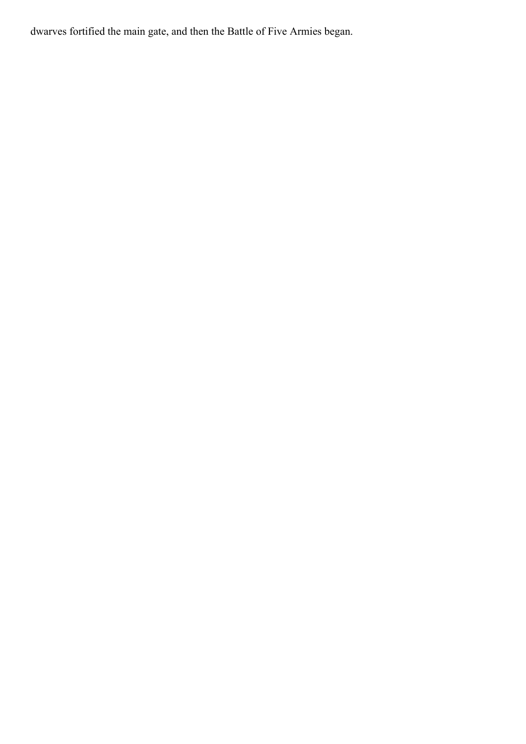dwarves fortified the main gate, and then the Battle of Five Armies began.